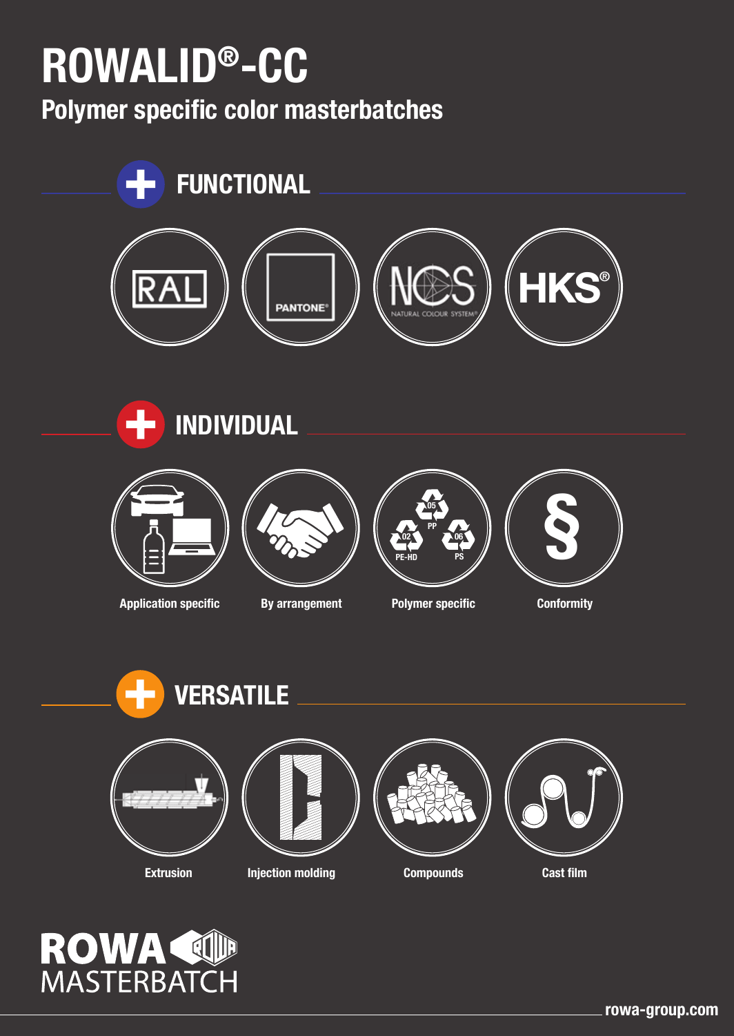# ROWALID®-CC

## Polymer specific color masterbatches

## FUNCTIONAL

RAL

PANTONE®

NCS NATURAL COLOUR SYSTEM®

HKS®

## INDIVIDUAL

Application specific

By arrangement

Polymer specific

Conformity

## VERSATILE

Extrusion

Injection molding

Compounds

Cast film

ROWA MASTERBATCH

rowa-group.com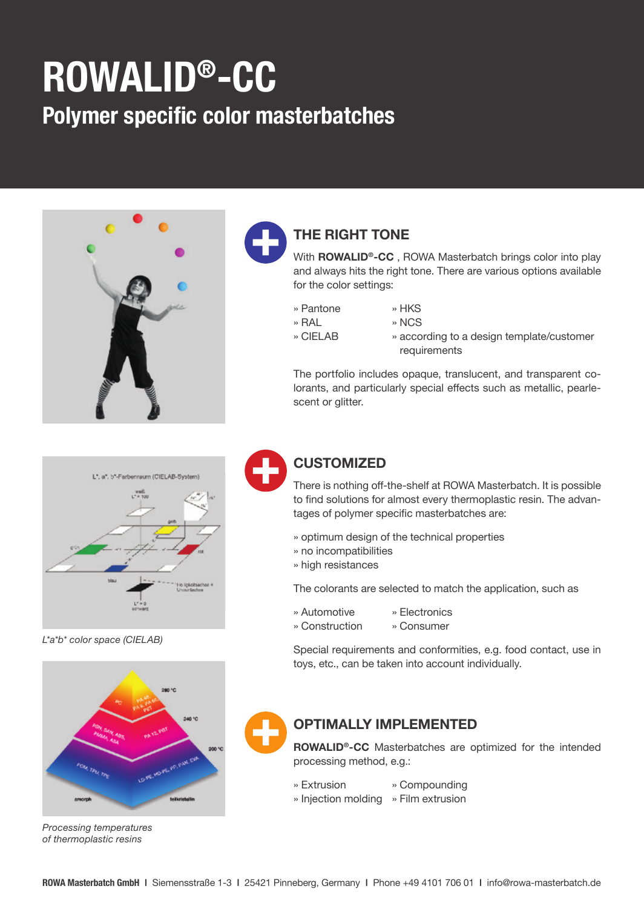# ROWALID®-CC

## Polymer specific color masterbatches

### THE RIGHT TONE

With **ROWALID®-CC** , ROWA Masterbatch brings color into play and always hits the right tone. There are various options available for the color settings:

- » Pantone
- » RAL
- » CIELAB
- » HKS
- » NCS
- » according to a design template/customer requirements

The portfolio includes opaque, translucent, and transparent colorants, and particularly special effects such as metallic, pearlescent or glitter.

*L*a*b* color space (CIELAB)*

### CUSTOMIZED

There is nothing off-the-shelf at ROWA Masterbatch. It is possible to find solutions for almost every thermoplastic resin. The advantages of polymer specific masterbatches are:

- » optimum design of the technical properties
- » no incompatibilities
- » high resistances

The colorants are selected to match the application, such as

- » Automotive
- » Construction
- » Electronics
- » Consumer

Special requirements and conformities, e.g. food contact, use in toys, etc., can be taken into account individually.

*Processing temperatures of thermoplastic resins*

### OPTIMALLY IMPLEMENTED

**ROWALID®-CC** Masterbatches are optimized for the intended processing method, e.g.:

- » Extrusion
- » Injection molding
- » Compounding
- » Film extrusion

**ROWA Masterbatch GmbH** I Siemensstraße 1-3 I 25421 Pinneberg, Germany I Phone +49 4101 706 01 I info@rowa-masterbatch.de